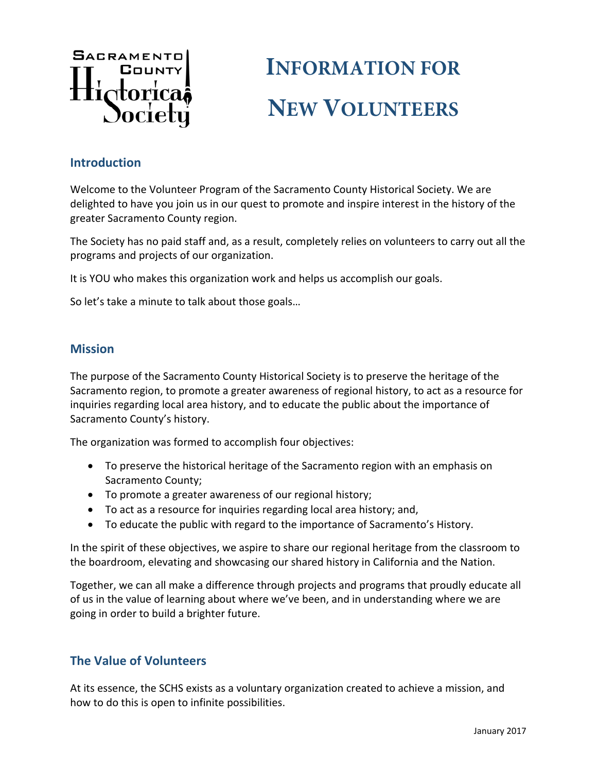Sacramento County Historical Society

# Information for New Volunteers

## Introduction

Welcome to the Volunteer Program of the Sacramento County Historical Society. We are delighted to have you join us in our quest to promote and inspire interest in the history of the greater Sacramento County region.

The Society has no paid staff and, as a result, completely relies on volunteers to carry out all the programs and projects of our organization.

It is YOU who makes this organization work and helps us accomplish our goals.

So let's take a minute to talk about those goals…

## Mission

The purpose of the Sacramento County Historical Society is to preserve the heritage of the Sacramento region, to promote a greater awareness of regional history, to act as a resource for inquiries regarding local area history, and to educate the public about the importance of Sacramento County's history.

The organization was formed to accomplish four objectives:

- To preserve the historical heritage of the Sacramento region with an emphasis on Sacramento County;
- To promote a greater awareness of our regional history;
- To act as a resource for inquiries regarding local area history; and,
- To educate the public with regard to the importance of Sacramento's History.

In the spirit of these objectives, we aspire to share our regional heritage from the classroom to the boardroom, elevating and showcasing our shared history in California and the Nation.

Together, we can all make a difference through projects and programs that proudly educate all of us in the value of learning about where we've been, and in understanding where we are going in order to build a brighter future.

## The Value of Volunteers

At its essence, the SCHS exists as a voluntary organization created to achieve a mission, and how to do this is open to infinite possibilities.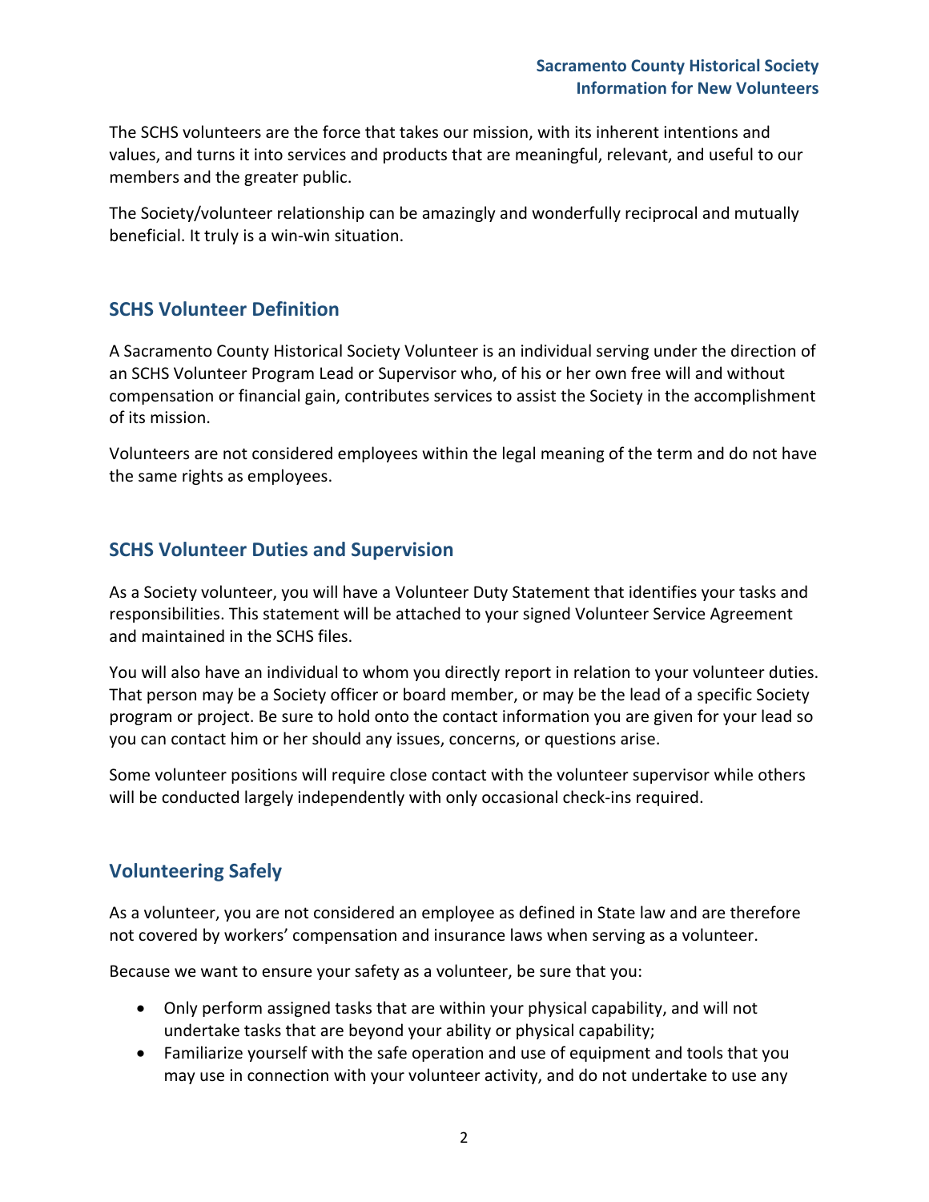The SCHS volunteers are the force that takes our mission, with its inherent intentions and values, and turns it into services and products that are meaningful, relevant, and useful to our members and the greater public.

The Society/volunteer relationship can be amazingly and wonderfully reciprocal and mutually beneficial. It truly is a win-win situation.

## SCHS Volunteer Definition

A Sacramento County Historical Society Volunteer is an individual serving under the direction of an SCHS Volunteer Program Lead or Supervisor who, of his or her own free will and without compensation or financial gain, contributes services to assist the Society in the accomplishment of its mission.

Volunteers are not considered employees within the legal meaning of the term and do not have the same rights as employees.

## SCHS Volunteer Duties and Supervision

As a Society volunteer, you will have a Volunteer Duty Statement that identifies your tasks and responsibilities. This statement will be attached to your signed Volunteer Service Agreement and maintained in the SCHS files.

You will also have an individual to whom you directly report in relation to your volunteer duties. That person may be a Society officer or board member, or may be the lead of a specific Society program or project. Be sure to hold onto the contact information you are given for your lead so you can contact him or her should any issues, concerns, or questions arise.

Some volunteer positions will require close contact with the volunteer supervisor while others will be conducted largely independently with only occasional check-ins required.

## Volunteering Safely

As a volunteer, you are not considered an employee as defined in State law and are therefore not covered by workers' compensation and insurance laws when serving as a volunteer.

Because we want to ensure your safety as a volunteer, be sure that you:

- Only perform assigned tasks that are within your physical capability, and will not undertake tasks that are beyond your ability or physical capability;
- Familiarize yourself with the safe operation and use of equipment and tools that you may use in connection with your volunteer activity, and do not undertake to use any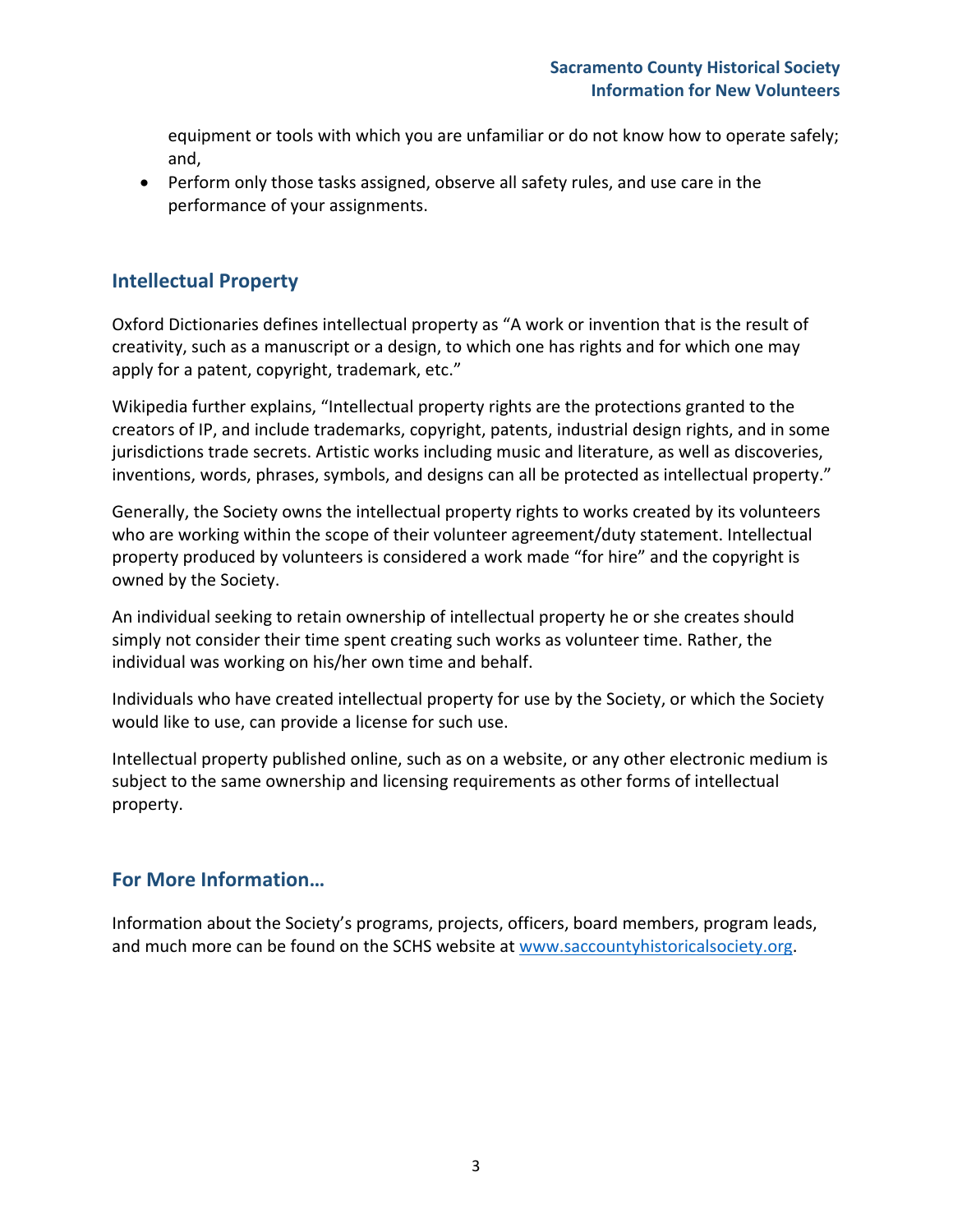equipment or tools with which you are unfamiliar or do not know how to operate safely; and,

- Perform only those tasks assigned, observe all safety rules, and use care in the performance of your assignments.

## Intellectual Property

Oxford Dictionaries defines intellectual property as "A work or invention that is the result of creativity, such as a manuscript or a design, to which one has rights and for which one may apply for a patent, copyright, trademark, etc."

Wikipedia further explains, "Intellectual property rights are the protections granted to the creators of IP, and include trademarks, copyright, patents, industrial design rights, and in some jurisdictions trade secrets. Artistic works including music and literature, as well as discoveries, inventions, words, phrases, symbols, and designs can all be protected as intellectual property."

Generally, the Society owns the intellectual property rights to works created by its volunteers who are working within the scope of their volunteer agreement/duty statement. Intellectual property produced by volunteers is considered a work made "for hire" and the copyright is owned by the Society.

An individual seeking to retain ownership of intellectual property he or she creates should simply not consider their time spent creating such works as volunteer time. Rather, the individual was working on his/her own time and behalf.

Individuals who have created intellectual property for use by the Society, or which the Society would like to use, can provide a license for such use.

Intellectual property published online, such as on a website, or any other electronic medium is subject to the same ownership and licensing requirements as other forms of intellectual property.

## For More Information…

Information about the Society's programs, projects, officers, board members, program leads, and much more can be found on the SCHS website at [www.saccountyhistoricalsociety.org](http://www.saccountyhistoricalsociety.org).